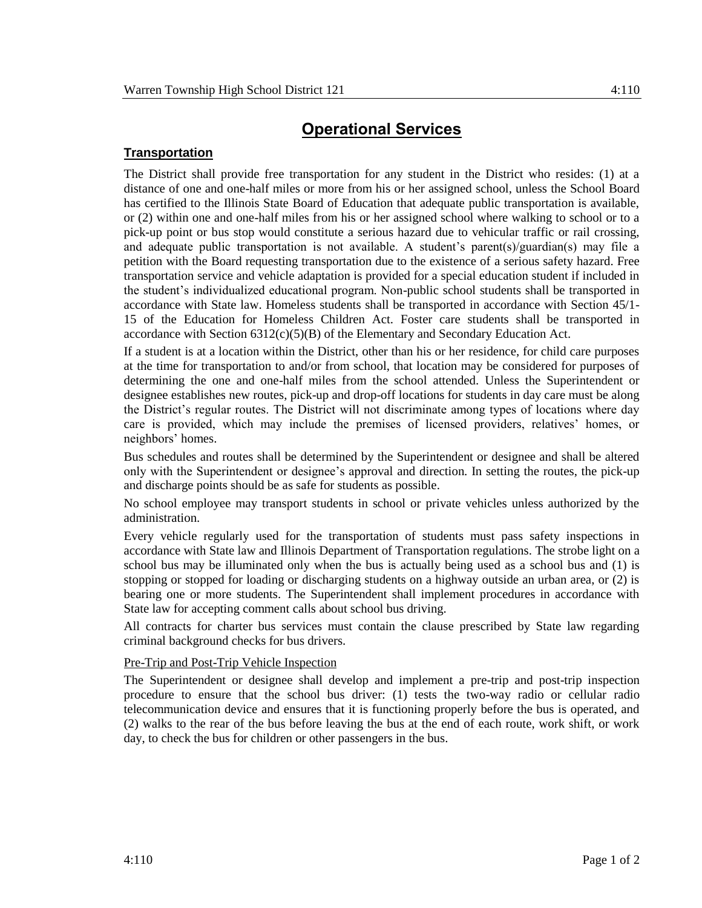# Operational Services

## Transportation

The District shall provide free transportation for any student in the District who resides: (1) at a distance of one and one-half miles or more from his or her assigned school, unless the School Board has certified to the Illinois State Board of Education that adequate public transportation is available, or (2) within one and one-half miles from his or her assigned school where walking to school or to a pick-up point or bus stop would constitute a serious hazard due to vehicular traffic or rail crossing, and adequate public transportation is not available. A student's parent(s)/guardian(s) may file a petition with the Board requesting transportation due to the existence of a serious safety hazard. Free transportation service and vehicle adaptation is provided for a special education student if included in the student's individualized educational program. Non-public school students shall be transported in accordance with State law. Homeless students shall be transported in accordance with Section 45/1-15 of the Education for Homeless Children Act. Foster care students shall be transported in accordance with Section 6312(c)(5)(B) of the Elementary and Secondary Education Act.

If a student is at a location within the District, other than his or her residence, for child care purposes at the time for transportation to and/or from school, that location may be considered for purposes of determining the one and one-half miles from the school attended. Unless the Superintendent or designee establishes new routes, pick-up and drop-off locations for students in day care must be along the District's regular routes. The District will not discriminate among types of locations where day care is provided, which may include the premises of licensed providers, relatives' homes, or neighbors' homes.

Bus schedules and routes shall be determined by the Superintendent or designee and shall be altered only with the Superintendent or designee's approval and direction. In setting the routes, the pick-up and discharge points should be as safe for students as possible.

No school employee may transport students in school or private vehicles unless authorized by the administration.

Every vehicle regularly used for the transportation of students must pass safety inspections in accordance with State law and Illinois Department of Transportation regulations. The strobe light on a school bus may be illuminated only when the bus is actually being used as a school bus and (1) is stopping or stopped for loading or discharging students on a highway outside an urban area, or (2) is bearing one or more students. The Superintendent shall implement procedures in accordance with State law for accepting comment calls about school bus driving.

All contracts for charter bus services must contain the clause prescribed by State law regarding criminal background checks for bus drivers.

### Pre-Trip and Post-Trip Vehicle Inspection

The Superintendent or designee shall develop and implement a pre-trip and post-trip inspection procedure to ensure that the school bus driver: (1) tests the two-way radio or cellular radio telecommunication device and ensures that it is functioning properly before the bus is operated, and (2) walks to the rear of the bus before leaving the bus at the end of each route, work shift, or work day, to check the bus for children or other passengers in the bus.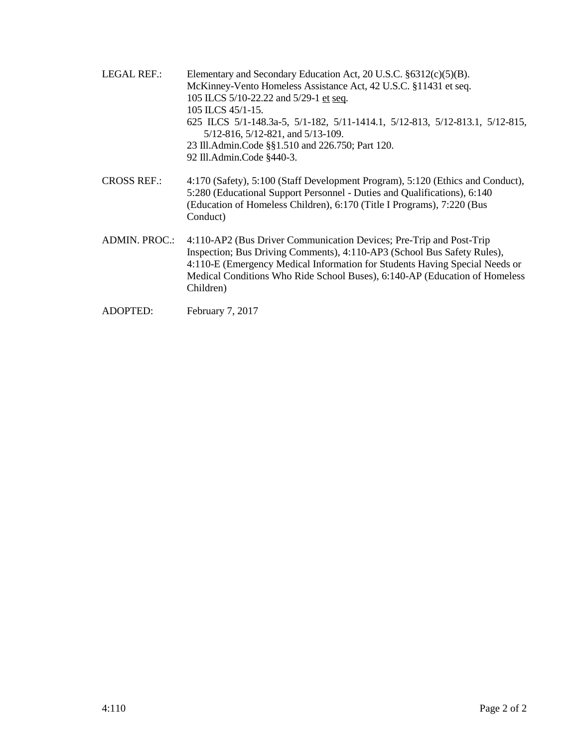LEGAL REF.: Elementary and Secondary Education Act, 20 U.S.C. §6312(c)(5)(B).
McKinney-Vento Homeless Assistance Act, 42 U.S.C. §11431 et seq.
105 ILCS 5/10-22.22 and 5/29-1 et seq.
105 ILCS 45/1-15.
625 ILCS 5/1-148.3a-5, 5/1-182, 5/11-1414.1, 5/12-813, 5/12-813.1, 5/12-815, 5/12-816, 5/12-821, and 5/13-109.
23 Ill.Admin.Code §§1.510 and 226.750; Part 120.
92 Ill.Admin.Code §440-3.

CROSS REF.: 4:170 (Safety), 5:100 (Staff Development Program), 5:120 (Ethics and Conduct), 5:280 (Educational Support Personnel - Duties and Qualifications), 6:140 (Education of Homeless Children), 6:170 (Title I Programs), 7:220 (Bus Conduct)

ADMIN. PROC.: 4:110-AP2 (Bus Driver Communication Devices; Pre-Trip and Post-Trip Inspection; Bus Driving Comments), 4:110-AP3 (School Bus Safety Rules), 4:110-E (Emergency Medical Information for Students Having Special Needs or Medical Conditions Who Ride School Buses), 6:140-AP (Education of Homeless Children)

ADOPTED: February 7, 2017